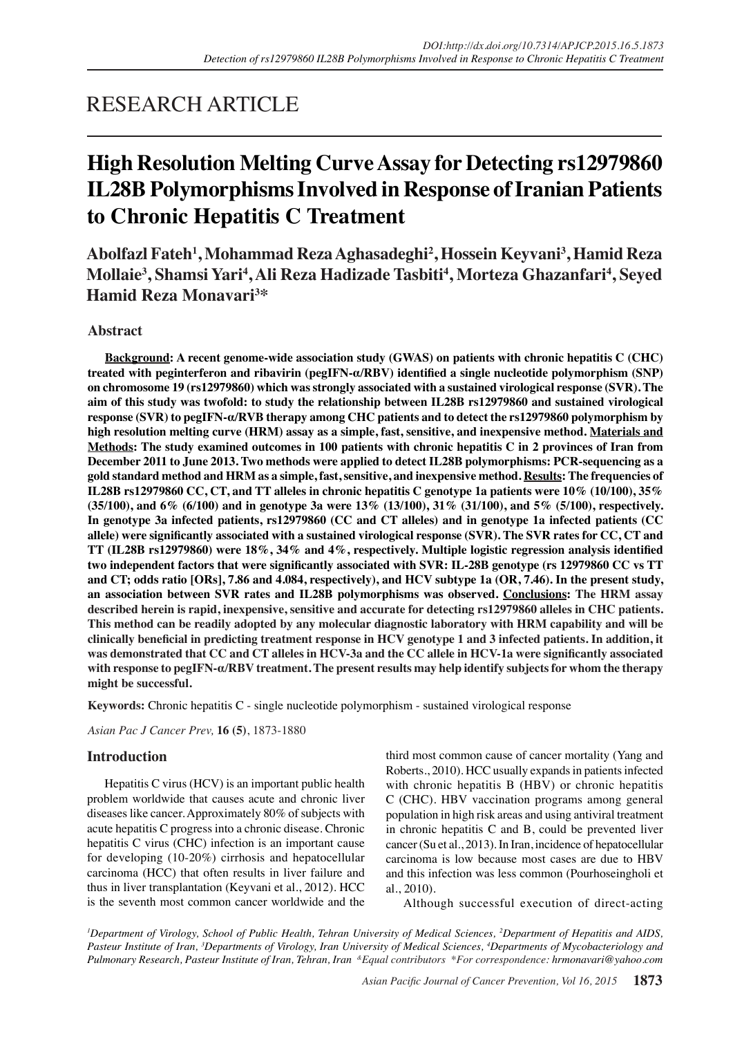RESEARCH ARTICLE

# High Resolution Melting Curve Assay for Detecting rs12979860 IL28B Polymorphisms Involved in Response of Iranian Patients to Chronic Hepatitis C Treatment

**Abolfazl Fateh[1], Mohammad Reza Aghasadeghi[2], Hossein Keyvani[3], Hamid Reza Mollaie[3], Shamsi Yari[4], Ali Reza Hadizade Tasbiti[4], Morteza Ghazanfari[4], Seyed Hamid Reza Monavari[3*]**

## Abstract

**Background: A recent genome-wide association study (GWAS) on patients with chronic hepatitis C (CHC) treated with peginterferon and ribavirin (pegIFN-α/RBV) identified a single nucleotide polymorphism (SNP) on chromosome 19 (rs12979860) which was strongly associated with a sustained virological response (SVR). The aim of this study was twofold: to study the relationship between IL28B rs12979860 and sustained virological response (SVR) to pegIFN-α/RVB therapy among CHC patients and to detect the rs12979860 polymorphism by high resolution melting curve (HRM) assay as a simple, fast, sensitive, and inexpensive method. Materials and Methods: The study examined outcomes in 100 patients with chronic hepatitis C in 2 provinces of Iran from December 2011 to June 2013. Two methods were applied to detect IL28B polymorphisms: PCR-sequencing as a gold standard method and HRM as a simple, fast, sensitive, and inexpensive method. Results: The frequencies of IL28B rs12979860 CC, CT, and TT alleles in chronic hepatitis C genotype 1a patients were 10% (10/100), 35% (35/100), and 6% (6/100) and in genotype 3a were 13% (13/100), 31% (31/100), and 5% (5/100), respectively. In genotype 3a infected patients, rs12979860 (CC and CT alleles) and in genotype 1a infected patients (CC allele) were significantly associated with a sustained virological response (SVR). The SVR rates for CC, CT and TT (IL28B rs12979860) were 18%, 34% and 4%, respectively. Multiple logistic regression analysis identified two independent factors that were significantly associated with SVR: IL-28B genotype (rs 12979860 CC vs TT and CT; odds ratio [ORs], 7.86 and 4.084, respectively), and HCV subtype 1a (OR, 7.46). In the present study, an association between SVR rates and IL28B polymorphisms was observed. Conclusions: The HRM assay described herein is rapid, inexpensive, sensitive and accurate for detecting rs12979860 alleles in CHC patients. This method can be readily adopted by any molecular diagnostic laboratory with HRM capability and will be clinically beneficial in predicting treatment response in HCV genotype 1 and 3 infected patients. In addition, it was demonstrated that CC and CT alleles in HCV-3a and the CC allele in HCV-1a were significantly associated with response to pegIFN-α/RBV treatment. The present results may help identify subjects for whom the therapy might be successful.**

**Keywords:** Chronic hepatitis C - single nucleotide polymorphism - sustained virological response

*Asian Pac J Cancer Prev,* **16 (5)**, 1873-1880

## Introduction

Hepatitis C virus (HCV) is an important public health problem worldwide that causes acute and chronic liver diseases like cancer. Approximately 80% of subjects with acute hepatitis C progress into a chronic disease. Chronic hepatitis C virus (CHC) infection is an important cause for developing (10-20%) cirrhosis and hepatocellular carcinoma (HCC) that often results in liver failure and thus in liver transplantation (Keyvani et al., 2012). HCC is the seventh most common cancer worldwide and the third most common cause of cancer mortality (Yang and Roberts., 2010). HCC usually expands in patients infected with chronic hepatitis B (HBV) or chronic hepatitis C (CHC). HBV vaccination programs among general population in high risk areas and using antiviral treatment in chronic hepatitis C and B, could be prevented liver cancer (Su et al., 2013). In Iran, incidence of hepatocellular carcinoma is low because most cases are due to HBV and this infection was less common (Pourhoseingholi et al., 2010).

Although successful execution of direct-acting

[1]Department of Virology, School of Public Health, Tehran University of Medical Sciences, [2]Department of Hepatitis and AIDS, Pasteur Institute of Iran, [3]Departments of Virology, Iran University of Medical Sciences, [4]Departments of Mycobacteriology and Pulmonary Research, Pasteur Institute of Iran, Tehran, Iran &Equal contributors *For correspondence: hrmonavari@yahoo.com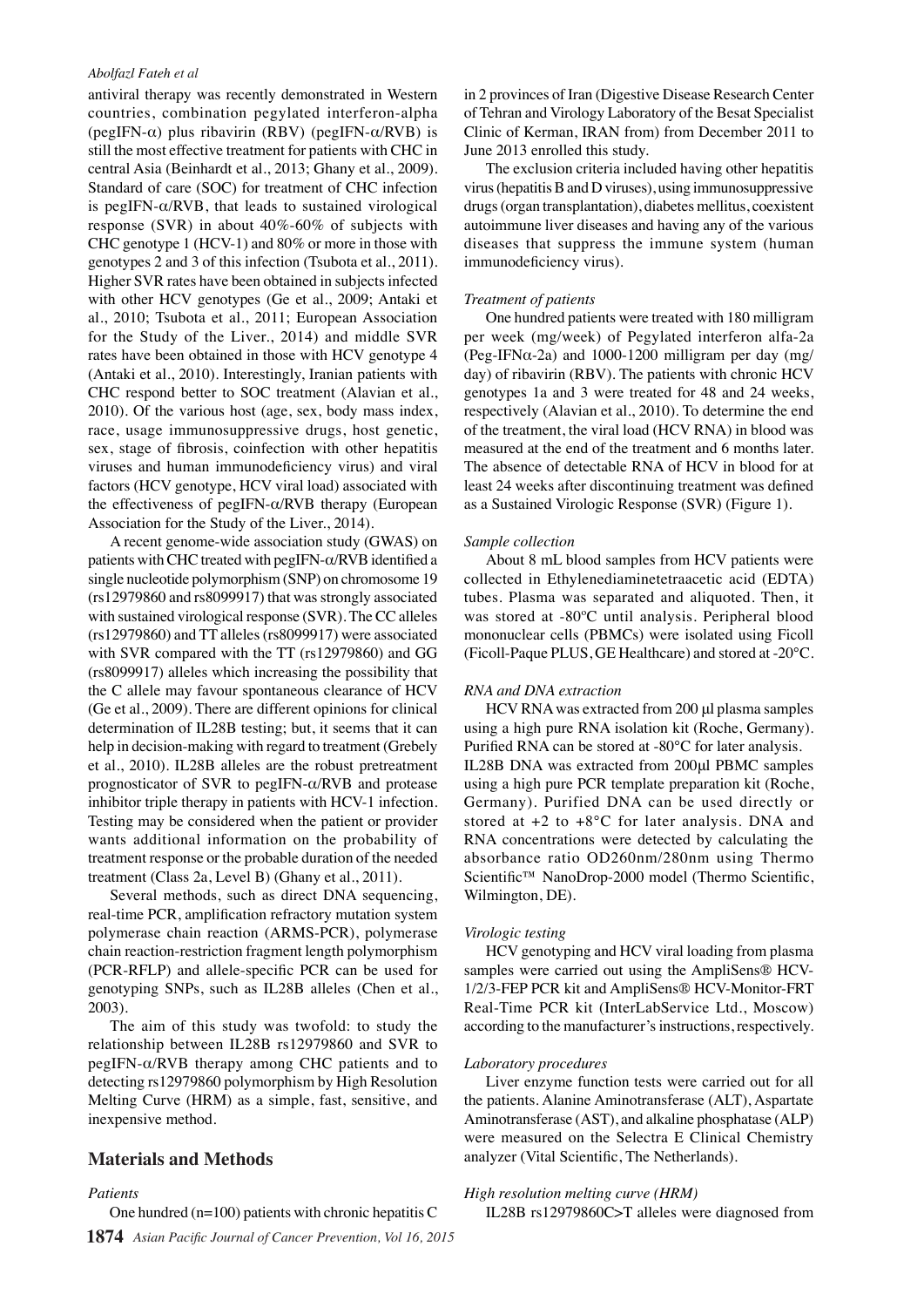antiviral therapy was recently demonstrated in Western countries, combination pegylated interferon-alpha (pegIFN-$\alpha$) plus ribavirin (RBV) (pegIFN-$\alpha$/RVB) is still the most effective treatment for patients with CHC in central Asia (Beinhardt et al., 2013; Ghany et al., 2009). Standard of care (SOC) for treatment of CHC infection is pegIFN-$\alpha$/RVB, that leads to sustained virological response (SVR) in about 40%-60% of subjects with CHC genotype 1 (HCV-1) and 80% or more in those with genotypes 2 and 3 of this infection (Tsubota et al., 2011). Higher SVR rates have been obtained in subjects infected with other HCV genotypes (Ge et al., 2009; Antaki et al., 2010; Tsubota et al., 2011; European Association for the Study of the Liver., 2014) and middle SVR rates have been obtained in those with HCV genotype 4 (Antaki et al., 2010). Interestingly, Iranian patients with CHC respond better to SOC treatment (Alavian et al., 2010). Of the various host (age, sex, body mass index, race, usage immunosuppressive drugs, host genetic, sex, stage of fibrosis, coinfection with other hepatitis viruses and human immunodeficiency virus) and viral factors (HCV genotype, HCV viral load) associated with the effectiveness of pegIFN-$\alpha$/RVB therapy (European Association for the Study of the Liver., 2014).

A recent genome-wide association study (GWAS) on patients with CHC treated with pegIFN-$\alpha$/RVB identified a single nucleotide polymorphism (SNP) on chromosome 19 (rs12979860 and rs8099917) that was strongly associated with sustained virological response (SVR). The CC alleles (rs12979860) and TT alleles (rs8099917) were associated with SVR compared with the TT (rs12979860) and GG (rs8099917) alleles which increasing the possibility that the C allele may favour spontaneous clearance of HCV (Ge et al., 2009). There are different opinions for clinical determination of IL28B testing; but, it seems that it can help in decision-making with regard to treatment (Grebely et al., 2010). IL28B alleles are the robust pretreatment prognosticator of SVR to pegIFN-$\alpha$/RVB and protease inhibitor triple therapy in patients with HCV-1 infection. Testing may be considered when the patient or provider wants additional information on the probability of treatment response or the probable duration of the needed treatment (Class 2a, Level B) (Ghany et al., 2011).

Several methods, such as direct DNA sequencing, real-time PCR, amplification refractory mutation system polymerase chain reaction (ARMS-PCR), polymerase chain reaction-restriction fragment length polymorphism (PCR-RFLP) and allele-specific PCR can be used for genotyping SNPs, such as IL28B alleles (Chen et al., 2003).

The aim of this study was twofold: to study the relationship between IL28B rs12979860 and SVR to pegIFN-$\alpha$/RVB therapy among CHC patients and to detecting rs12979860 polymorphism by High Resolution Melting Curve (HRM) as a simple, fast, sensitive, and inexpensive method.

## Materials and Methods

*Patients*

One hundred (n=100) patients with chronic hepatitis C in 2 provinces of Iran (Digestive Disease Research Center of Tehran and Virology Laboratory of the Besat Specialist Clinic of Kerman, IRAN from) from December 2011 to June 2013 enrolled this study.

The exclusion criteria included having other hepatitis virus (hepatitis B and D viruses), using immunosuppressive drugs (organ transplantation), diabetes mellitus, coexistent autoimmune liver diseases and having any of the various diseases that suppress the immune system (human immunodeficiency virus).

*Treatment of patients*

One hundred patients were treated with 180 milligram per week (mg/week) of Pegylated interferon alfa-2a (Peg-IFN$\alpha$-2a) and 1000-1200 milligram per day (mg/day) of ribavirin (RBV). The patients with chronic HCV genotypes 1a and 3 were treated for 48 and 24 weeks, respectively (Alavian et al., 2010). To determine the end of the treatment, the viral load (HCV RNA) in blood was measured at the end of the treatment and 6 months later. The absence of detectable RNA of HCV in blood for at least 24 weeks after discontinuing treatment was defined as a Sustained Virologic Response (SVR) (Figure 1).

*Sample collection*

About 8 mL blood samples from HCV patients were collected in Ethylenediaminetetraacetic acid (EDTA) tubes. Plasma was separated and aliquoted. Then, it was stored at -80°C until analysis. Peripheral blood mononuclear cells (PBMCs) were isolated using Ficoll (Ficoll-Paque PLUS, GE Healthcare) and stored at -20°C.

*RNA and DNA extraction*

HCV RNA was extracted from 200 µl plasma samples using a high pure RNA isolation kit (Roche, Germany). Purified RNA can be stored at -80°C for later analysis. IL28B DNA was extracted from 200µl PBMC samples using a high pure PCR template preparation kit (Roche, Germany). Purified DNA can be used directly or stored at +2 to +8°C for later analysis. DNA and RNA concentrations were detected by calculating the absorbance ratio OD260nm/280nm using Thermo Scientific™ NanoDrop-2000 model (Thermo Scientific, Wilmington, DE).

*Virologic testing*

HCV genotyping and HCV viral loading from plasma samples were carried out using the AmpliSens® HCV-1/2/3-FEP PCR kit and AmpliSens® HCV-Monitor-FRT Real-Time PCR kit (InterLabService Ltd., Moscow) according to the manufacturer's instructions, respectively.

*Laboratory procedures*

Liver enzyme function tests were carried out for all the patients. Alanine Aminotransferase (ALT), Aspartate Aminotransferase (AST), and alkaline phosphatase (ALP) were measured on the Selectra E Clinical Chemistry analyzer (Vital Scientific, The Netherlands).

*High resolution melting curve (HRM)*

IL28B rs12979860C>T alleles were diagnosed from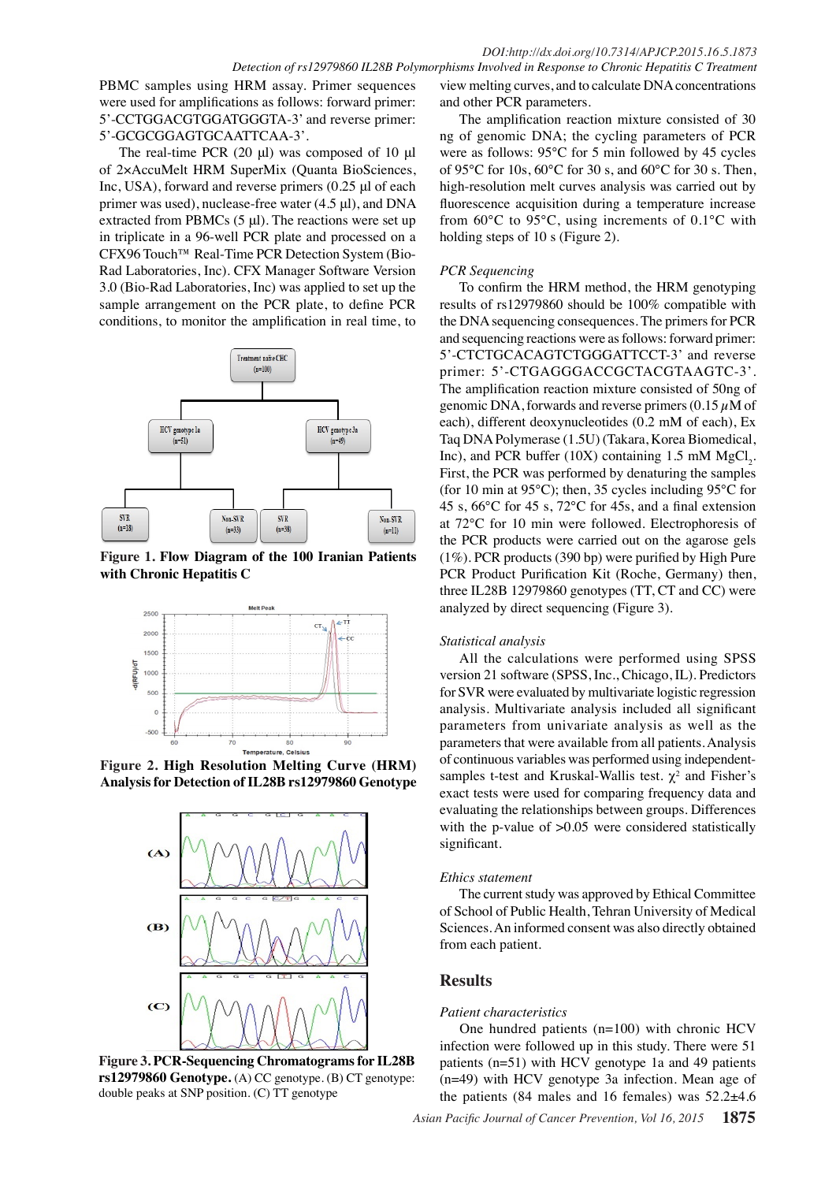PBMC samples using HRM assay. Primer sequences were used for amplifications as follows: forward primer: 5'-CCTGGACGTGGATGGGTA-3' and reverse primer: 5'-GCGCGGAGTGCAATTCAA-3'.

The real-time PCR (20 µl) was composed of 10 µl of 2×AccuMelt HRM SuperMix (Quanta BioSciences, Inc, USA), forward and reverse primers (0.25 µl of each primer was used), nuclease-free water (4.5 µl), and DNA extracted from PBMCs (5 µl). The reactions were set up in triplicate in a 96-well PCR plate and processed on a CFX96 Touch™ Real-Time PCR Detection System (Bio-Rad Laboratories, Inc). CFX Manager Software Version 3.0 (Bio-Rad Laboratories, Inc) was applied to set up the sample arrangement on the PCR plate, to define PCR conditions, to monitor the amplification in real time, to view melting curves, and to calculate DNA concentrations and other PCR parameters.

**Figure 1. Flow Diagram of the 100 Iranian Patients with Chronic Hepatitis C**

**Figure 2. High Resolution Melting Curve (HRM) Analysis for Detection of IL28B rs12979860 Genotype**

**Figure 3. PCR-Sequencing Chromatograms for IL28B rs12979860 Genotype.** (A) CC genotype. (B) CT genotype: double peaks at SNP position. (C) TT genotype

The amplification reaction mixture consisted of 30 ng of genomic DNA; the cycling parameters of PCR were as follows: 95°C for 5 min followed by 45 cycles of 95°C for 10s, 60°C for 30 s, and 60°C for 30 s. Then, high-resolution melt curves analysis was carried out by fluorescence acquisition during a temperature increase from 60°C to 95°C, using increments of 0.1°C with holding steps of 10 s (Figure 2).

*PCR Sequencing*

To confirm the HRM method, the HRM genotyping results of rs12979860 should be 100% compatible with the DNA sequencing consequences. The primers for PCR and sequencing reactions were as follows: forward primer: 5'-CTCTGCACAGTCTGGGATTCCT-3' and reverse primer: 5'-CTGAGGGACCGCTACGTAAGTC-3'. The amplification reaction mixture consisted of 50ng of genomic DNA, forwards and reverse primers (0.15 $\mu$M of each), different deoxynucleotides (0.2 mM of each), Ex Taq DNA Polymerase (1.5U) (Takara, Korea Biomedical, Inc), and PCR buffer (10X) containing 1.5 mM $MgCl_2$. First, the PCR was performed by denaturing the samples (for 10 min at 95°C); then, 35 cycles including 95°C for 45 s, 66°C for 45 s, 72°C for 45s, and a final extension at 72°C for 10 min were followed. Electrophoresis of the PCR products were carried out on the agarose gels (1%). PCR products (390 bp) were purified by High Pure PCR Product Purification Kit (Roche, Germany) then, three IL28B 12979860 genotypes (TT, CT and CC) were analyzed by direct sequencing (Figure 3).

*Statistical analysis*

All the calculations were performed using SPSS version 21 software (SPSS, Inc., Chicago, IL). Predictors for SVR were evaluated by multivariate logistic regression analysis. Multivariate analysis included all significant parameters from univariate analysis as well as the parameters that were available from all patients. Analysis of continuous variables was performed using independent-samples t-test and Kruskal-Wallis test. $\chi^2$ and Fisher's exact tests were used for comparing frequency data and evaluating the relationships between groups. Differences with the p-value of >0.05 were considered statistically significant.

*Ethics statement*

The current study was approved by Ethical Committee of School of Public Health, Tehran University of Medical Sciences. An informed consent was also directly obtained from each patient.

## Results

*Patient characteristics*

One hundred patients (n=100) with chronic HCV infection were followed up in this study. There were 51 patients (n=51) with HCV genotype 1a and 49 patients (n=49) with HCV genotype 3a infection. Mean age of the patients (84 males and 16 females) was 52.2±4.6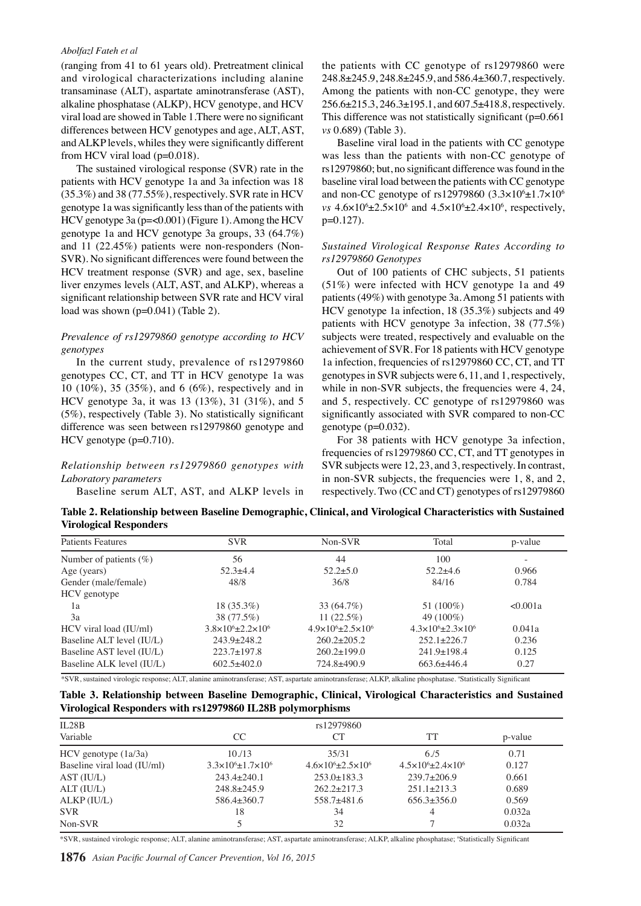(ranging from 41 to 61 years old). Pretreatment clinical and virological characterizations including alanine transaminase (ALT), aspartate aminotransferase (AST), alkaline phosphatase (ALKP), HCV genotype, and HCV viral load are showed in Table 1.There were no significant differences between HCV genotypes and age, ALT, AST, and ALKP levels, whiles they were significantly different from HCV viral load (p=0.018).

The sustained virological response (SVR) rate in the patients with HCV genotype 1a and 3a infection was 18 (35.3%) and 38 (77.55%), respectively. SVR rate in HCV genotype 1a was significantly less than of the patients with HCV genotype 3a (p=<0.001) (Figure 1). Among the HCV genotype 1a and HCV genotype 3a groups, 33 (64.7%) and 11 (22.45%) patients were non-responders (Non-SVR). No significant differences were found between the HCV treatment response (SVR) and age, sex, baseline liver enzymes levels (ALT, AST, and ALKP), whereas a significant relationship between SVR rate and HCV viral load was shown (p=0.041) (Table 2).

### *Prevalence of rs12979860 genotype according to HCV genotypes*

In the current study, prevalence of rs12979860 genotypes CC, CT, and TT in HCV genotype 1a was 10 (10%), 35 (35%), and 6 (6%), respectively and in HCV genotype 3a, it was 13 (13%), 31 (31%), and 5 (5%), respectively (Table 3). No statistically significant difference was seen between rs12979860 genotype and HCV genotype (p=0.710).

### *Relationship between rs12979860 genotypes with Laboratory parameters*

Baseline serum ALT, AST, and ALKP levels in the patients with CC genotype of rs12979860 were 248.8±245.9, 248.8±245.9, and 586.4±360.7, respectively. Among the patients with non-CC genotype, they were 256.6±215.3, 246.3±195.1, and 607.5±418.8, respectively. This difference was not statistically significant (p=0.661 *vs* 0.689) (Table 3).

Baseline viral load in the patients with CC genotype was less than the patients with non-CC genotype of rs12979860; but, no significant difference was found in the baseline viral load between the patients with CC genotype and non-CC genotype of rs12979860 ($3.3\times10^6\pm1.7\times10^6$ *vs* $4.6\times10^6\pm2.5\times10^6$ and $4.5\times10^6\pm2.4\times10^6$, respectively, p=0.127).

### *Sustained Virological Response Rates According to rs12979860 Genotypes*

Out of 100 patients of CHC subjects, 51 patients (51%) were infected with HCV genotype 1a and 49 patients (49%) with genotype 3a. Among 51 patients with HCV genotype 1a infection, 18 (35.3%) subjects and 49 patients with HCV genotype 3a infection, 38 (77.5%) subjects were treated, respectively and evaluable on the achievement of SVR. For 18 patients with HCV genotype 1a infection, frequencies of rs12979860 CC, CT, and TT genotypes in SVR subjects were 6, 11, and 1, respectively, while in non-SVR subjects, the frequencies were 4, 24, and 5, respectively. CC genotype of rs12979860 was significantly associated with SVR compared to non-CC genotype (p=0.032).

For 38 patients with HCV genotype 3a infection, frequencies of rs12979860 CC, CT, and TT genotypes in SVR subjects were 12, 23, and 3, respectively. In contrast, in non-SVR subjects, the frequencies were 1, 8, and 2, respectively. Two (CC and CT) genotypes of rs12979860

**Table 2. Relationship between Baseline Demographic, Clinical, and Virological Characteristics with Sustained Virological Responders**

| Patients Features | SVR | Non-SVR | Total | p-value |
|---|---|---|---|---|
| Number of patients (%) | 56 | 44 | 100 | - |
| Age (years) | 52.3±4.4 | 52.2±5.0 | 52.2±4.6 | 0.966 |
| Gender (male/female) | 48/8 | 36/8 | 84/16 | 0.784 |
| HCV genotype | | | | |
| 1a | 18 (35.3%) | 33 (64.7%) | 51 (100%) | <0.001a |
| 3a | 38 (77.5%) | 11 (22.5%) | 49 (100%) | |
| HCV viral load (IU/ml) | $3.8\times10^6\pm2.2\times10^6$ | $4.9\times10^6\pm2.5\times10^6$ | $4.3\times10^6\pm2.3\times10^6$ | 0.041a |
| Baseline ALT level (IU/L) | 243.9±248.2 | 260.2±205.2 | 252.1±226.7 | 0.236 |
| Baseline AST level (IU/L) | 223.7±197.8 | 260.2±199.0 | 241.9±198.4 | 0.125 |
| Baseline ALK level (IU/L) | 602.5±402.0 | 724.8±490.9 | 663.6±446.4 | 0.27 |

*SVR, sustained virologic response; ALT, alanine aminotransferase; AST, aspartate aminotransferase; ALKP, alkaline phosphatase. [a]Statistically Significant

**Table 3. Relationship between Baseline Demographic, Clinical, Virological Characteristics and Sustained Virological Responders with rs12979860 IL28B polymorphisms**

| IL28B | rs12979860 | | | |
|---|---|---|---|---|
| Variable | CC | CT | TT | p-value |
| HCV genotype (1a/3a) | 10./13 | 35/31 | 6./5 | 0.71 |
| Baseline viral load (IU/ml) | $3.3\times10^6\pm1.7\times10^6$ | $4.6\times10^6\pm2.5\times10^6$ | $4.5\times10^6\pm2.4\times10^6$ | 0.127 |
| AST (IU/L) | 243.4±240.1 | 253.0±183.3 | 239.7±206.9 | 0.661 |
| ALT (IU/L) | 248.8±245.9 | 262.2±217.3 | 251.1±213.3 | 0.689 |
| ALKP (IU/L) | 586.4±360.7 | 558.7±481.6 | 656.3±356.0 | 0.569 |
| SVR | 18 | 34 | 4 | 0.032a |
| Non-SVR | 5 | 32 | 7 | 0.032a |

*SVR, sustained virologic response; ALT, alanine aminotransferase; AST, aspartate aminotransferase; ALKP, alkaline phosphatase; [a]Statistically Significant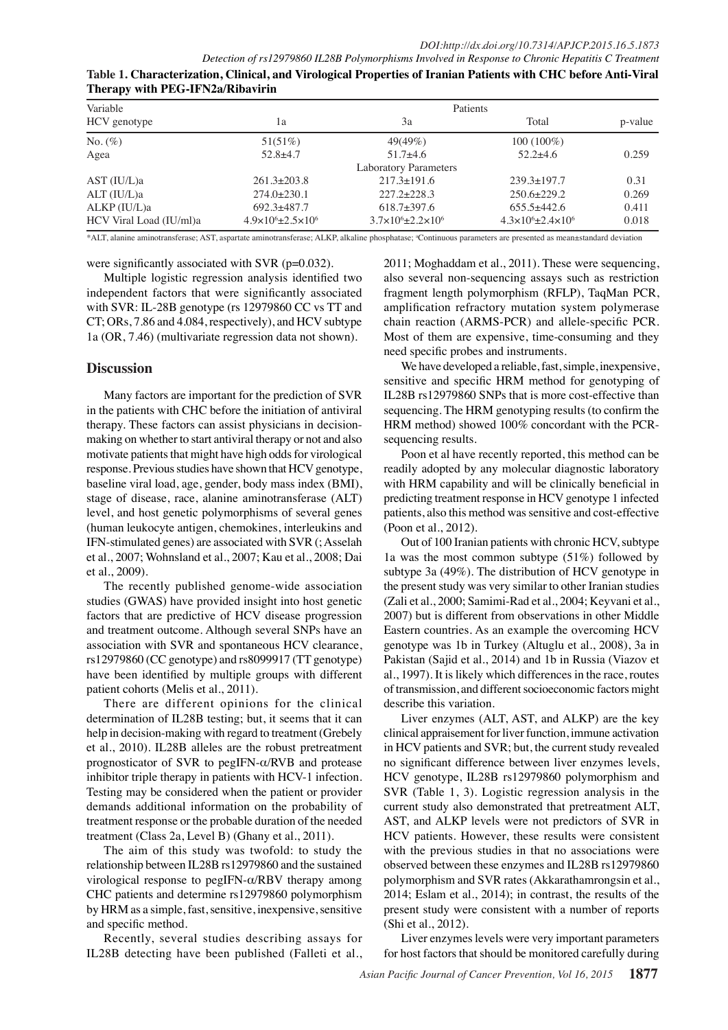**Table 1. Characterization, Clinical, and Virological Properties of Iranian Patients with CHC before Anti-Viral Therapy with PEG-IFN2a/Ribavirin**

| Variable | Patients | | | |
|---|---|---|---|---|
| HCV genotype | 1a | 3a | Total | p-value |
| No. (%) | 51(51%) | 49(49%) | 100 (100%) | |
| Agea | 52.8±4.7 | 51.7±4.6 | 52.2±4.6 | 0.259 |
| | | Laboratory Parameters | | |
| AST (IU/L)a | 261.3±203.8 | 217.3±191.6 | 239.3±197.7 | 0.31 |
| ALT (IU/L)a | 274.0±230.1 | 227.2±228.3 | 250.6±229.2 | 0.269 |
| ALKP (IU/L)a | 692.3±487.7 | 618.7±397.6 | 655.5±442.6 | 0.411 |
| HCV Viral Load (IU/ml)a | $4.9\times10^6\pm2.5\times10^6$ | $3.7\times10^6\pm2.2\times10^6$ | $4.3\times10^6\pm2.4\times10^6$ | 0.018 |

*ALT, alanine aminotransferase; AST, aspartate aminotransferase; ALKP, alkaline phosphatase; [a]Continuous parameters are presented as mean±standard deviation

were significantly associated with SVR (p=0.032).

Multiple logistic regression analysis identified two independent factors that were significantly associated with SVR: IL-28B genotype (rs 12979860 CC vs TT and CT; ORs, 7.86 and 4.084, respectively), and HCV subtype 1a (OR, 7.46) (multivariate regression data not shown).

## Discussion

Many factors are important for the prediction of SVR in the patients with CHC before the initiation of antiviral therapy. These factors can assist physicians in decision-making on whether to start antiviral therapy or not and also motivate patients that might have high odds for virological response. Previous studies have shown that HCV genotype, baseline viral load, age, gender, body mass index (BMI), stage of disease, race, alanine aminotransferase (ALT) level, and host genetic polymorphisms of several genes (human leukocyte antigen, chemokines, interleukins and IFN-stimulated genes) are associated with SVR (; Asselah et al., 2007; Wohnsland et al., 2007; Kau et al., 2008; Dai et al., 2009).

The recently published genome-wide association studies (GWAS) have provided insight into host genetic factors that are predictive of HCV disease progression and treatment outcome. Although several SNPs have an association with SVR and spontaneous HCV clearance, rs12979860 (CC genotype) and rs8099917 (TT genotype) have been identified by multiple groups with different patient cohorts (Melis et al., 2011).

There are different opinions for the clinical determination of IL28B testing; but, it seems that it can help in decision-making with regard to treatment (Grebely et al., 2010). IL28B alleles are the robust pretreatment prognosticator of SVR to pegIFN-α/RVB and protease inhibitor triple therapy in patients with HCV-1 infection. Testing may be considered when the patient or provider demands additional information on the probability of treatment response or the probable duration of the needed treatment (Class 2a, Level B) (Ghany et al., 2011).

The aim of this study was twofold: to study the relationship between IL28B rs12979860 and the sustained virological response to pegIFN-α/RBV therapy among CHC patients and determine rs12979860 polymorphism by HRM as a simple, fast, sensitive, inexpensive, sensitive and specific method.

Recently, several studies describing assays for IL28B detecting have been published (Falleti et al., 2011; Moghaddam et al., 2011). These were sequencing, also several non-sequencing assays such as restriction fragment length polymorphism (RFLP), TaqMan PCR, amplification refractory mutation system polymerase chain reaction (ARMS-PCR) and allele-specific PCR. Most of them are expensive, time-consuming and they need specific probes and instruments.

We have developed a reliable, fast, simple, inexpensive, sensitive and specific HRM method for genotyping of IL28B rs12979860 SNPs that is more cost-effective than sequencing. The HRM genotyping results (to confirm the HRM method) showed 100% concordant with the PCR-sequencing results.

Poon et al have recently reported, this method can be readily adopted by any molecular diagnostic laboratory with HRM capability and will be clinically beneficial in predicting treatment response in HCV genotype 1 infected patients, also this method was sensitive and cost-effective (Poon et al., 2012).

Out of 100 Iranian patients with chronic HCV, subtype 1a was the most common subtype (51%) followed by subtype 3a (49%). The distribution of HCV genotype in the present study was very similar to other Iranian studies (Zali et al., 2000; Samimi-Rad et al., 2004; Keyvani et al., 2007) but is different from observations in other Middle Eastern countries. As an example the overcoming HCV genotype was 1b in Turkey (Altuglu et al., 2008), 3a in Pakistan (Sajid et al., 2014) and 1b in Russia (Viazov et al., 1997). It is likely which differences in the race, routes of transmission, and different socioeconomic factors might describe this variation.

Liver enzymes (ALT, AST, and ALKP) are the key clinical appraisement for liver function, immune activation in HCV patients and SVR; but, the current study revealed no significant difference between liver enzymes levels, HCV genotype, IL28B rs12979860 polymorphism and SVR (Table 1, 3). Logistic regression analysis in the current study also demonstrated that pretreatment ALT, AST, and ALKP levels were not predictors of SVR in HCV patients. However, these results were consistent with the previous studies in that no associations were observed between these enzymes and IL28B rs12979860 polymorphism and SVR rates (Akkarathamrongsin et al., 2014; Eslam et al., 2014); in contrast, the results of the present study were consistent with a number of reports (Shi et al., 2012).

Liver enzymes levels were very important parameters for host factors that should be monitored carefully during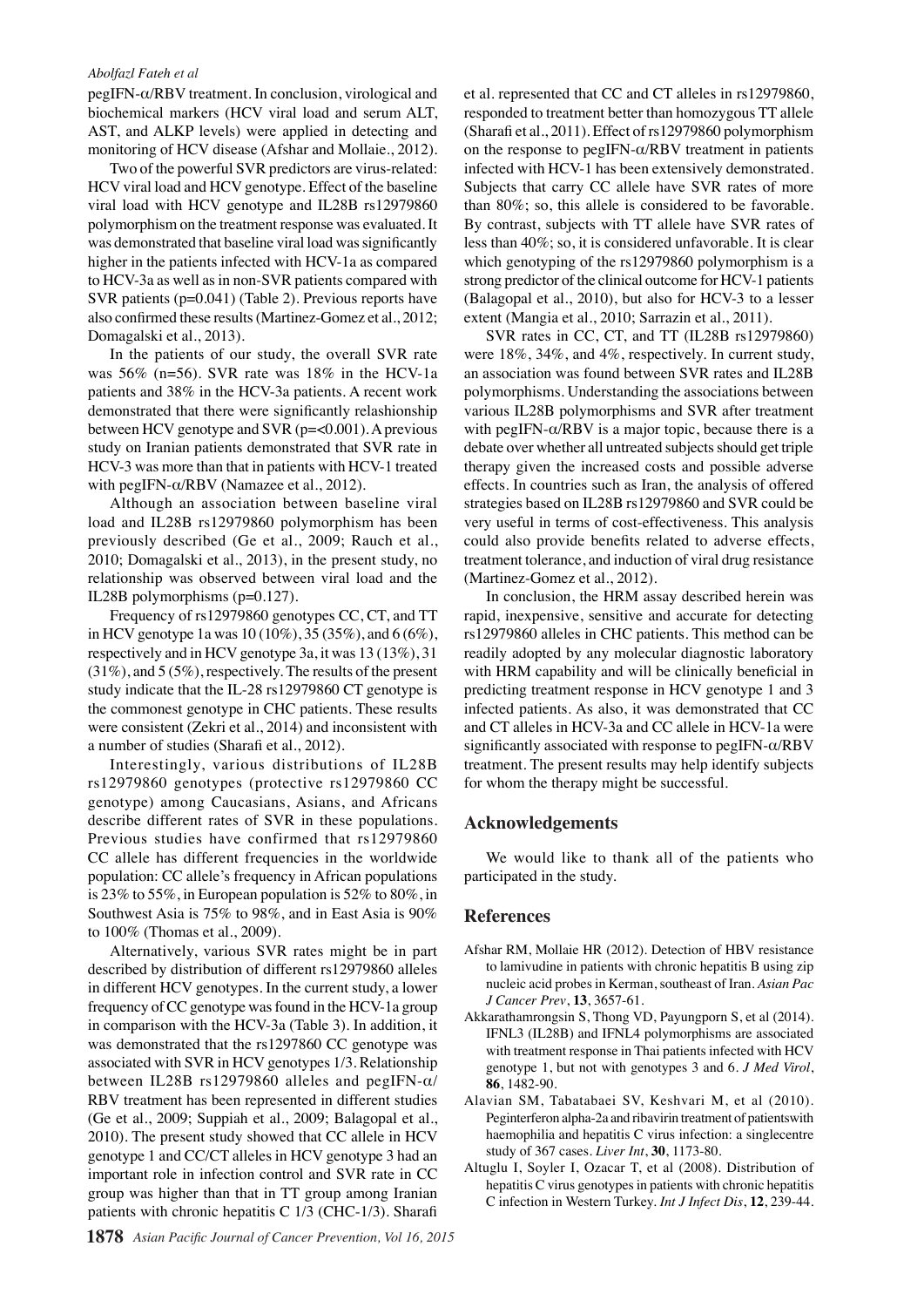pegIFN-α/RBV treatment. In conclusion, virological and biochemical markers (HCV viral load and serum ALT, AST, and ALKP levels) were applied in detecting and monitoring of HCV disease (Afshar and Mollaie., 2012).

Two of the powerful SVR predictors are virus-related: HCV viral load and HCV genotype. Effect of the baseline viral load with HCV genotype and IL28B rs12979860 polymorphism on the treatment response was evaluated. It was demonstrated that baseline viral load was significantly higher in the patients infected with HCV-1a as compared to HCV-3a as well as in non-SVR patients compared with SVR patients (p=0.041) (Table 2). Previous reports have also confirmed these results (Martinez-Gomez et al., 2012; Domagalski et al., 2013).

In the patients of our study, the overall SVR rate was 56% (n=56). SVR rate was 18% in the HCV-1a patients and 38% in the HCV-3a patients. A recent work demonstrated that there were significantly relashionship between HCV genotype and SVR (p=<0.001). A previous study on Iranian patients demonstrated that SVR rate in HCV-3 was more than that in patients with HCV-1 treated with pegIFN-α/RBV (Namazee et al., 2012).

Although an association between baseline viral load and IL28B rs12979860 polymorphism has been previously described (Ge et al., 2009; Rauch et al., 2010; Domagalski et al., 2013), in the present study, no relationship was observed between viral load and the IL28B polymorphisms (p=0.127).

Frequency of rs12979860 genotypes CC, CT, and TT in HCV genotype 1a was 10 (10%), 35 (35%), and 6 (6%), respectively and in HCV genotype 3a, it was 13 (13%), 31 (31%), and 5 (5%), respectively. The results of the present study indicate that the IL-28 rs12979860 CT genotype is the commonest genotype in CHC patients. These results were consistent (Zekri et al., 2014) and inconsistent with a number of studies (Sharafi et al., 2012).

Interestingly, various distributions of IL28B rs12979860 genotypes (protective rs12979860 CC genotype) among Caucasians, Asians, and Africans describe different rates of SVR in these populations. Previous studies have confirmed that rs12979860 CC allele has different frequencies in the worldwide population: CC allele's frequency in African populations is 23% to 55%, in European population is 52% to 80%, in Southwest Asia is 75% to 98%, and in East Asia is 90% to 100% (Thomas et al., 2009).

Alternatively, various SVR rates might be in part described by distribution of different rs12979860 alleles in different HCV genotypes. In the current study, a lower frequency of CC genotype was found in the HCV-1a group in comparison with the HCV-3a (Table 3). In addition, it was demonstrated that the rs1297860 CC genotype was associated with SVR in HCV genotypes 1/3. Relationship between IL28B rs12979860 alleles and pegIFN-α/RBV treatment has been represented in different studies (Ge et al., 2009; Suppiah et al., 2009; Balagopal et al., 2010). The present study showed that CC allele in HCV genotype 1 and CC/CT alleles in HCV genotype 3 had an important role in infection control and SVR rate in CC group was higher than that in TT group among Iranian patients with chronic hepatitis C 1/3 (CHC-1/3). Sharafi et al. represented that CC and CT alleles in rs12979860, responded to treatment better than homozygous TT allele (Sharafi et al., 2011). Effect of rs12979860 polymorphism on the response to pegIFN-α/RBV treatment in patients infected with HCV-1 has been extensively demonstrated. Subjects that carry CC allele have SVR rates of more than 80%; so, this allele is considered to be favorable. By contrast, subjects with TT allele have SVR rates of less than 40%; so, it is considered unfavorable. It is clear which genotyping of the rs12979860 polymorphism is a strong predictor of the clinical outcome for HCV-1 patients (Balagopal et al., 2010), but also for HCV-3 to a lesser extent (Mangia et al., 2010; Sarrazin et al., 2011).

SVR rates in CC, CT, and TT (IL28B rs12979860) were 18%, 34%, and 4%, respectively. In current study, an association was found between SVR rates and IL28B polymorphisms. Understanding the associations between various IL28B polymorphisms and SVR after treatment with pegIFN-α/RBV is a major topic, because there is a debate over whether all untreated subjects should get triple therapy given the increased costs and possible adverse effects. In countries such as Iran, the analysis of offered strategies based on IL28B rs12979860 and SVR could be very useful in terms of cost-effectiveness. This analysis could also provide benefits related to adverse effects, treatment tolerance, and induction of viral drug resistance (Martinez-Gomez et al., 2012).

In conclusion, the HRM assay described herein was rapid, inexpensive, sensitive and accurate for detecting rs12979860 alleles in CHC patients. This method can be readily adopted by any molecular diagnostic laboratory with HRM capability and will be clinically beneficial in predicting treatment response in HCV genotype 1 and 3 infected patients. As also, it was demonstrated that CC and CT alleles in HCV-3a and CC allele in HCV-1a were significantly associated with response to pegIFN-α/RBV treatment. The present results may help identify subjects for whom the therapy might be successful.

## Acknowledgements

We would like to thank all of the patients who participated in the study.

## References

Afshar RM, Mollaie HR (2012). Detection of HBV resistance to lamivudine in patients with chronic hepatitis B using zip nucleic acid probes in Kerman, southeast of Iran. *Asian Pac J Cancer Prev*, **13**, 3657-61.

Akkarathamrongsin S, Thong VD, Payungporn S, et al (2014). IFNL3 (IL28B) and IFNL4 polymorphisms are associated with treatment response in Thai patients infected with HCV genotype 1, but not with genotypes 3 and 6. *J Med Virol*, **86**, 1482-90.

Alavian SM, Tabatabaei SV, Keshvari M, et al (2010). Peginterferon alpha-2a and ribavirin treatment of patientswith haemophilia and hepatitis C virus infection: a singlecentre study of 367 cases. *Liver Int*, **30**, 1173-80.

Altuglu I, Soyler I, Ozacar T, et al (2008). Distribution of hepatitis C virus genotypes in patients with chronic hepatitis C infection in Western Turkey. *Int J Infect Dis*, **12**, 239-44.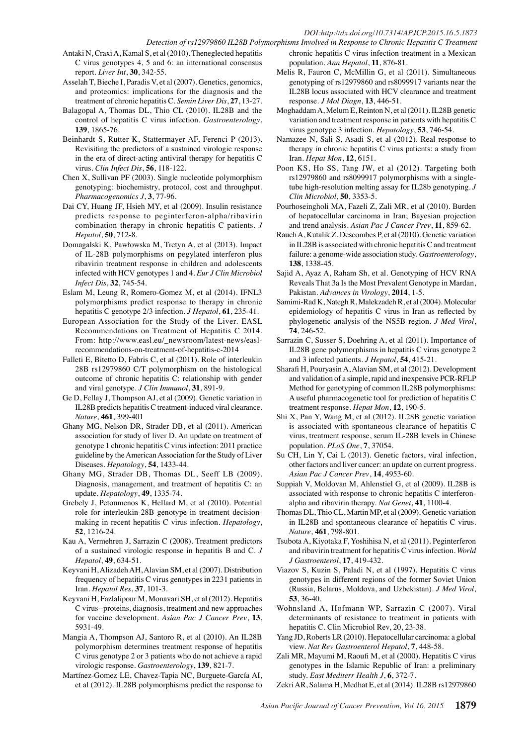Antaki N, Craxi A, Kamal S, et al (2010). Theneglected hepatitis C virus genotypes 4, 5 and 6: an international consensus report. *Liver Int*, **30**, 342-55.

Asselah T, Bieche I, Paradis V, et al (2007). Genetics, genomics, and proteomics: implications for the diagnosis and the treatment of chronic hepatitis C. *Semin Liver Dis*, **27**, 13-27.

Balagopal A, Thomas DL, Thio CL (2010). IL28B and the control of hepatitis C virus infection. *Gastroenterology*, **139**, 1865-76.

Beinhardt S, Rutter K, Stattermayer AF, Ferenci P (2013). Revisiting the predictors of a sustained virologic response in the era of direct-acting antiviral therapy for hepatitis C virus. *Clin Infect Dis*, **56**, 118-122.

Chen X, Sullivan PF (2003). Single nucleotide polymorphism genotyping: biochemistry, protocol, cost and throughput. *Pharmacogenomics J*, **3**, 77-96.

Dai CY, Huang JF, Hsieh MY, et al (2009). Insulin resistance predicts response to peginterferon-alpha/ribavirin combination therapy in chronic hepatitis C patients. *J Hepatol*, **50**, 712-8.

Domagalski K, Pawłowska M, Tretyn A, et al (2013). Impact of IL-28B polymorphisms on pegylated interferon plus ribavirin treatment response in children and adolescents infected with HCV genotypes 1 and 4. *Eur J Clin Microbiol Infect Dis*, **32**, 745-54.

Eslam M, Leung R, Romero-Gomez M, et al (2014). IFNL3 polymorphisms predict response to therapy in chronic hepatitis C genotype 2/3 infection. *J Hepatol*, **61**, 235-41.

European Association for the Study of the Liver. EASL Recommendations on Treatment of Hepatitis C 2014. From: http://www.easl.eu/_newsroom/latest-news/easl-recommendations-on-treatment-of-hepatitis-c-2014

Falleti E, Bitetto D, Fabris C, et al (2011). Role of interleukin 28B rs12979860 C/T polymorphism on the histological outcome of chronic hepatitis C: relationship with gender and viral genotype. *J Clin Immunol*, **31**, 891-9.

Ge D, Fellay J, Thompson AJ, et al (2009). Genetic variation in IL28B predicts hepatitis C treatment-induced viral clearance. *Nature*, **461**, 399-401

Ghany MG, Nelson DR, Strader DB, et al (2011). American association for study of liver D. An update on treatment of genotype 1 chronic hepatitis C virus infection: 2011 practice guideline by the American Association for the Study of Liver Diseases. *Hepatology*, **54**, 1433-44.

Ghany MG, Strader DB, Thomas DL, Seeff LB (2009). Diagnosis, management, and treatment of hepatitis C: an update. *Hepatology*, **49**, 1335-74.

Grebely J, Petoumenos K, Hellard M, et al (2010). Potential role for interleukin-28B genotype in treatment decision-making in recent hepatitis C virus infection. *Hepatology*, **52**, 1216-24.

Kau A, Vermehren J, Sarrazin C (2008). Treatment predictors of a sustained virologic response in hepatitis B and C. *J Hepatol*, **49**, 634-51.

Keyvani H, Alizadeh AH, Alavian SM, et al (2007). Distribution frequency of hepatitis C virus genotypes in 2231 patients in Iran. *Hepatol Res*, **37**, 101-3.

Keyvani H, Fazlalipour M, Monavari SH, et al (2012). Hepatitis C virus--proteins, diagnosis, treatment and new approaches for vaccine development. *Asian Pac J Cancer Prev*, **13**, 5931-49.

Mangia A, Thompson AJ, Santoro R, et al (2010). An IL28B polymorphism determines treatment response of hepatitis C virus genotype 2 or 3 patients who do not achieve a rapid virologic response. *Gastroenterology*, **139**, 821-7.

Martínez-Gomez LE, Chavez-Tapia NC, Burguete-García AI, et al (2012). IL28B polymorphisms predict the response to chronic hepatitis C virus infection treatment in a Mexican population. *Ann Hepatol*, **11**, 876-81.

Melis R, Fauron C, McMillin G, et al (2011). Simultaneous genotyping of rs12979860 and rs8099917 variants near the IL28B locus associated with HCV clearance and treatment response. *J Mol Diagn*, **13**, 446-51.

Moghaddam A, Melum E, Reinton N, et al (2011). IL28B genetic variation and treatment response in patients with hepatitis C virus genotype 3 infection. *Hepatology*, **53**, 746-54.

Namazee N, Sali S, Asadi S, et al (2012). Real response to therapy in chronic hepatitis C virus patients: a study from Iran. *Hepat Mon*, **12**, 6151.

Poon KS, Ho SS, Tang JW, et al (2012). Targeting both rs12979860 and rs8099917 polymorphisms with a single-tube high-resolution melting assay for IL28b genotyping. *J Clin Microbiol*, **50**, 3353-5.

Pourhoseingholi MA, Fazeli Z, Zali MR, et al (2010). Burden of hepatocellular carcinoma in Iran; Bayesian projection and trend analysis. *Asian Pac J Cancer Prev*, **11**, 859-62.

Rauch A, Kutalik Z, Descombes P, et al (2010). Genetic variation in IL28B is associated with chronic hepatitis C and treatment failure: a genome-wide association study. *Gastroenterology*, **138**, 1338-45.

Sajid A, Ayaz A, Raham Sh, et al. Genotyping of HCV RNA Reveals That 3a Is the Most Prevalent Genotype in Mardan, Pakistan. *Advances in Virology*, **2014**, 1-5.

Samimi-Rad K, Nategh R, Malekzadeh R, et al (2004). Molecular epidemiology of hepatitis C virus in Iran as reflected by phylogenetic analysis of the NS5B region. *J Med Virol*, **74**, 246-52.

Sarrazin C, Susser S, Doehring A, et al (2011). Importance of IL28B gene polymorphisms in hepatitis C virus genotype 2 and 3 infected patients. *J Hepatol*, **54**, 415-21.

Sharafi H, Pouryasin A, Alavian SM, et al (2012). Development and validation of a simple, rapid and inexpensive PCR-RFLP Method for genotyping of common IL28B polymorphisms: A useful pharmacogenetic tool for prediction of hepatitis C treatment response. *Hepat Mon*, **12**, 190-5.

Shi X, Pan Y, Wang M, et al (2012). IL28B genetic variation is associated with spontaneous clearance of hepatitis C virus, treatment response, serum IL-28B levels in Chinese population. *PLoS One*, **7**, 37054.

Su CH, Lin Y, Cai L (2013). Genetic factors, viral infection, other factors and liver cancer: an update on current progress. *Asian Pac J Cancer Prev*, **14**, 4953-60.

Suppiah V, Moldovan M, Ahlenstiel G, et al (2009). IL28B is associated with response to chronic hepatitis C interferon-alpha and ribavirin therapy. *Nat Genet*, **41**, 1100-4.

Thomas DL, Thio CL, Martin MP, et al (2009). Genetic variation in IL28B and spontaneous clearance of hepatitis C virus. *Nature*, **461**, 798-801.

Tsubota A, Kiyotaka F, Yoshihisa N, et al (2011). Peginterferon and ribavirin treatment for hepatitis C virus infection. *World J Gastroenterol*, **17**, 419-432.

Viazov S, Kuzin S, Paladi N, et al (1997). Hepatitis C virus genotypes in different regions of the former Soviet Union (Russia, Belarus, Moldova, and Uzbekistan). *J Med Virol*, **53**, 36-40.

Wohnsland A, Hofmann WP, Sarrazin C (2007). Viral determinants of resistance to treatment in patients with hepatitis C. Clin Microbiol Rev, 20, 23-38.

Yang JD, Roberts LR (2010). Hepatocellular carcinoma: a global view. *Nat Rev Gastroenterol Hepatol*, **7**, 448-58.

Zali MR, Mayumi M, Raoufi M, et al (2000). Hepatitis C virus genotypes in the Islamic Republic of Iran: a preliminary study. *East Mediterr Health J*, **6**, 372-7.

Zekri AR, Salama H, Medhat E, et al (2014). IL28B rs12979860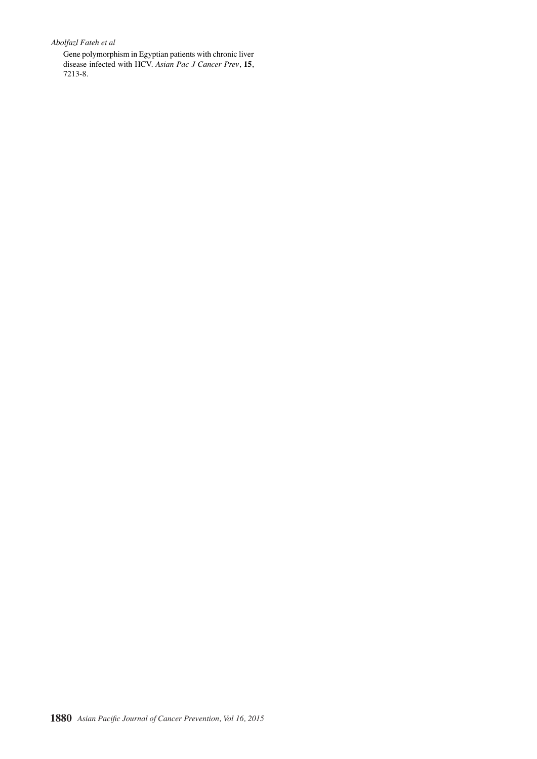Gene polymorphism in Egyptian patients with chronic liver disease infected with HCV. *Asian Pac J Cancer Prev*, **15**, 7213-8.